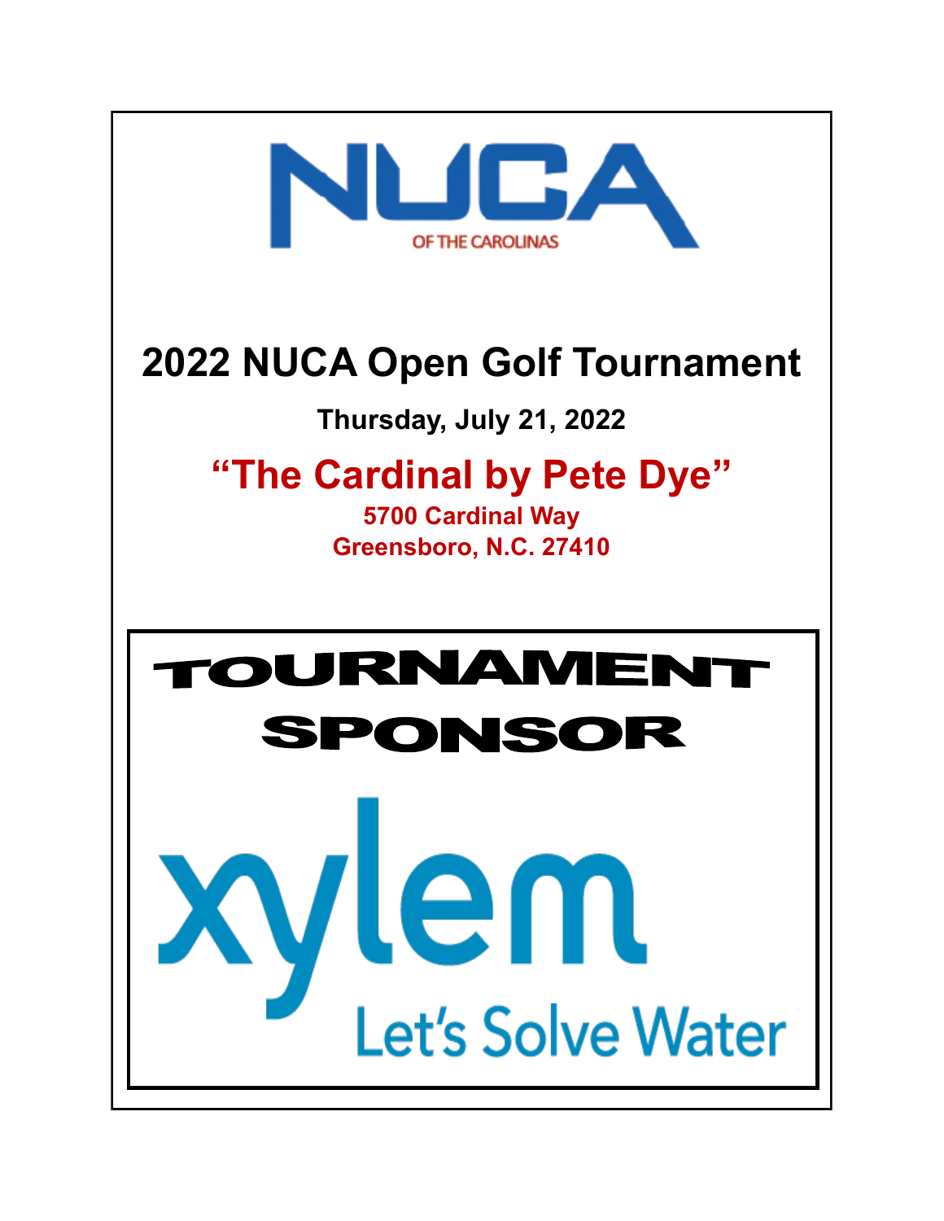NUCA

OF THE CAROLINAS

# 2022 NUCA Open Golf Tournament

**Thursday, July 21, 2022**

## "The Cardinal by Pete Dye"

**5700 Cardinal Way**
**Greensboro, N.C. 27410**

# TOURNAMENT SPONSOR

xylem

Let's Solve Water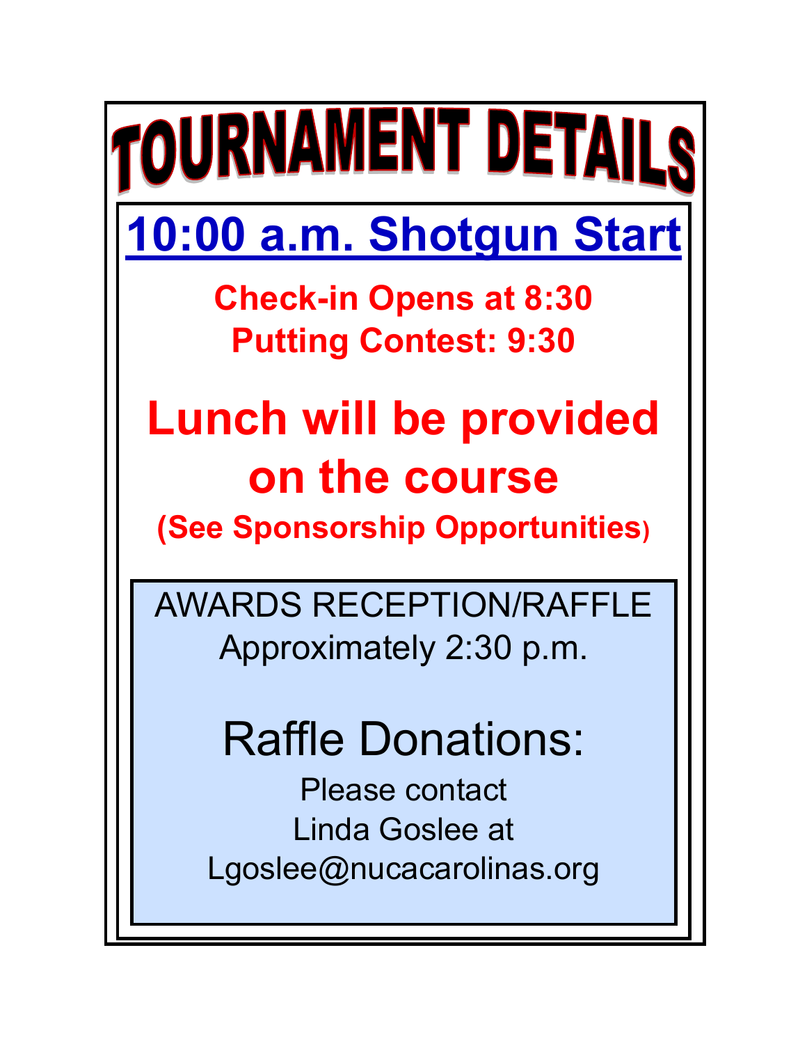# TOURNAMENT DETAILS

## 10:00 a.m. Shotgun Start

**Check-in Opens at 8:30**
**Putting Contest: 9:30**

## Lunch will be provided on the course

**(See Sponsorship Opportunities)**

AWARDS RECEPTION/RAFFLE
Approximately 2:30 p.m.

## Raffle Donations:

Please contact
Linda Goslee at
Lgoslee@nucacarolinas.org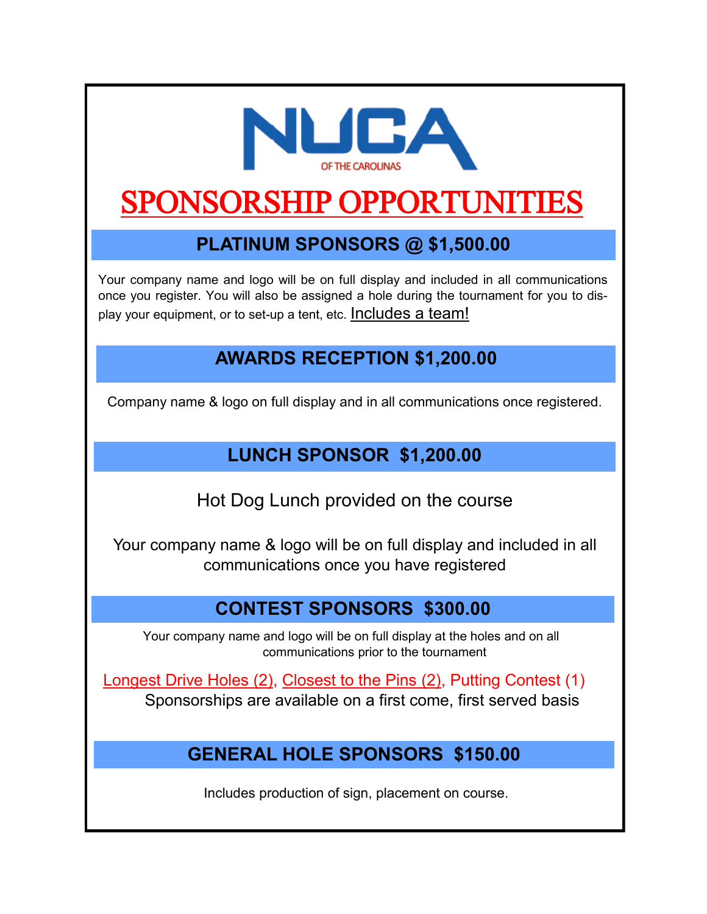NUCA

OF THE CAROLINAS

# SPONSORSHIP OPPORTUNITIES

## PLATINUM SPONSORS @ $1,500.00

Your company name and logo will be on full display and included in all communications once you register. You will also be assigned a hole during the tournament for you to display your equipment, or to set-up a tent, etc. Includes a team!

## AWARDS RECEPTION $1,200.00

Company name & logo on full display and in all communications once registered.

## LUNCH SPONSOR $1,200.00

Hot Dog Lunch provided on the course

Your company name & logo will be on full display and included in all communications once you have registered

## CONTEST SPONSORS $300.00

Your company name and logo will be on full display at the holes and on all communications prior to the tournament

Longest Drive Holes (2), Closest to the Pins (2), Putting Contest (1)

Sponsorships are available on a first come, first served basis

## GENERAL HOLE SPONSORS $150.00

Includes production of sign, placement on course.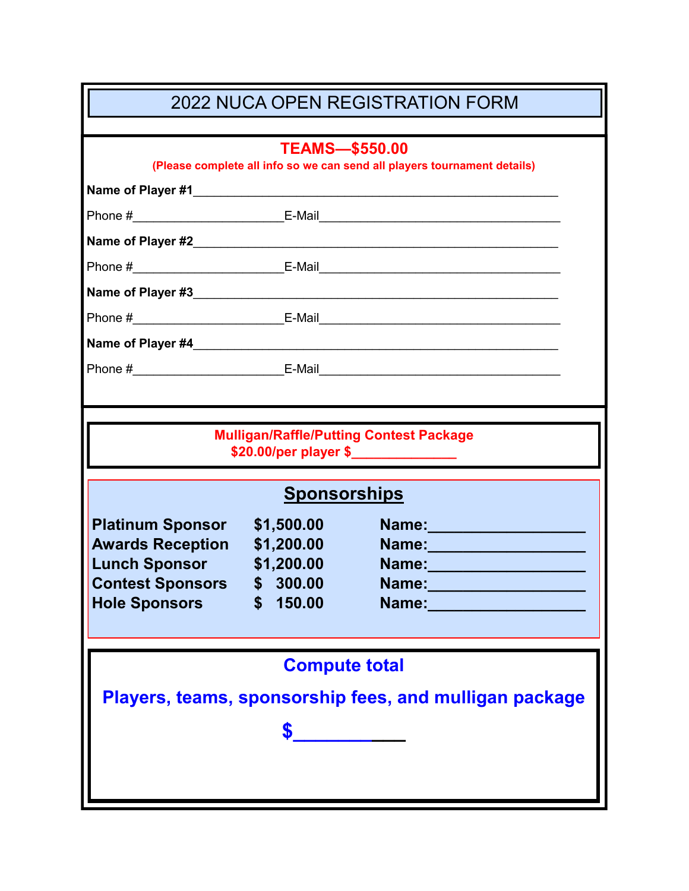# 2022 NUCA OPEN REGISTRATION FORM

## TEAMS—$550.00

(Please complete all info so we can send all players tournament details)

**Name of Player #1**______________________________________________________

Phone #______________________ E-Mail___________________________________

**Name of Player #2**______________________________________________________

Phone #______________________ E-Mail___________________________________

**Name of Player #3**______________________________________________________

Phone #______________________ E-Mail___________________________________

**Name of Player #4**______________________________________________________

Phone #______________________ E-Mail___________________________________

**Mulligan/Raffle/Putting Contest Package**
**$20.00/per player $______________**

## Sponsorships

| | | |
|---|---|---|
| **Platinum Sponsor** | **$1,500.00** | **Name:__________________** |
| **Awards Reception** | **$1,200.00** | **Name:__________________** |
| **Lunch Sponsor** | **$1,200.00** | **Name:__________________** |
| **Contest Sponsors** | **$ 300.00** | **Name:__________________** |
| **Hole Sponsors** | **$ 150.00** | **Name:__________________** |

**Compute total**

**Players, teams, sponsorship fees, and mulligan package**

**$___________**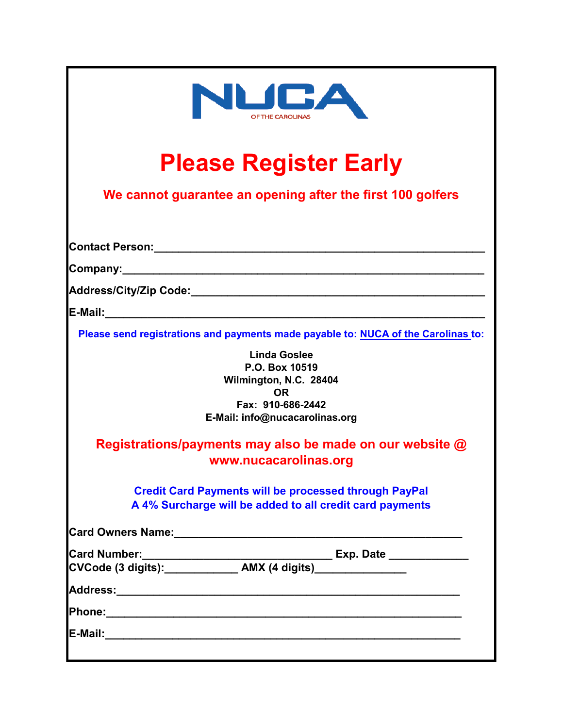NUCA

OF THE CAROLINAS

# Please Register Early

**We cannot guarantee an opening after the first 100 golfers**

**Contact Person:**______________________________________________________

**Company:**___________________________________________________________

**Address/City/Zip Code:**_________________________________________________

**E-Mail:**_____________________________________________________________

**Please send registrations and payments made payable to: NUCA of the Carolinas to:**

**Linda Goslee**
**P.O. Box 10519**
**Wilmington, N.C. 28404**
**OR**
**Fax: 910-686-2442**
**E-Mail: info@nucacarolinas.org**

**Registrations/payments may also be made on our website @ www.nucacarolinas.org**

**Credit Card Payments will be processed through PayPal**
**A 4% Surcharge will be added to all credit card payments**

**Card Owners Name:**_______________________________________________

**Card Number:**________________________________ **Exp. Date** _____________
**CVCode (3 digits):**____________ **AMX (4 digits)**_______________

**Address:**_________________________________________________________

**Phone:**__________________________________________________________

**E-Mail:**__________________________________________________________